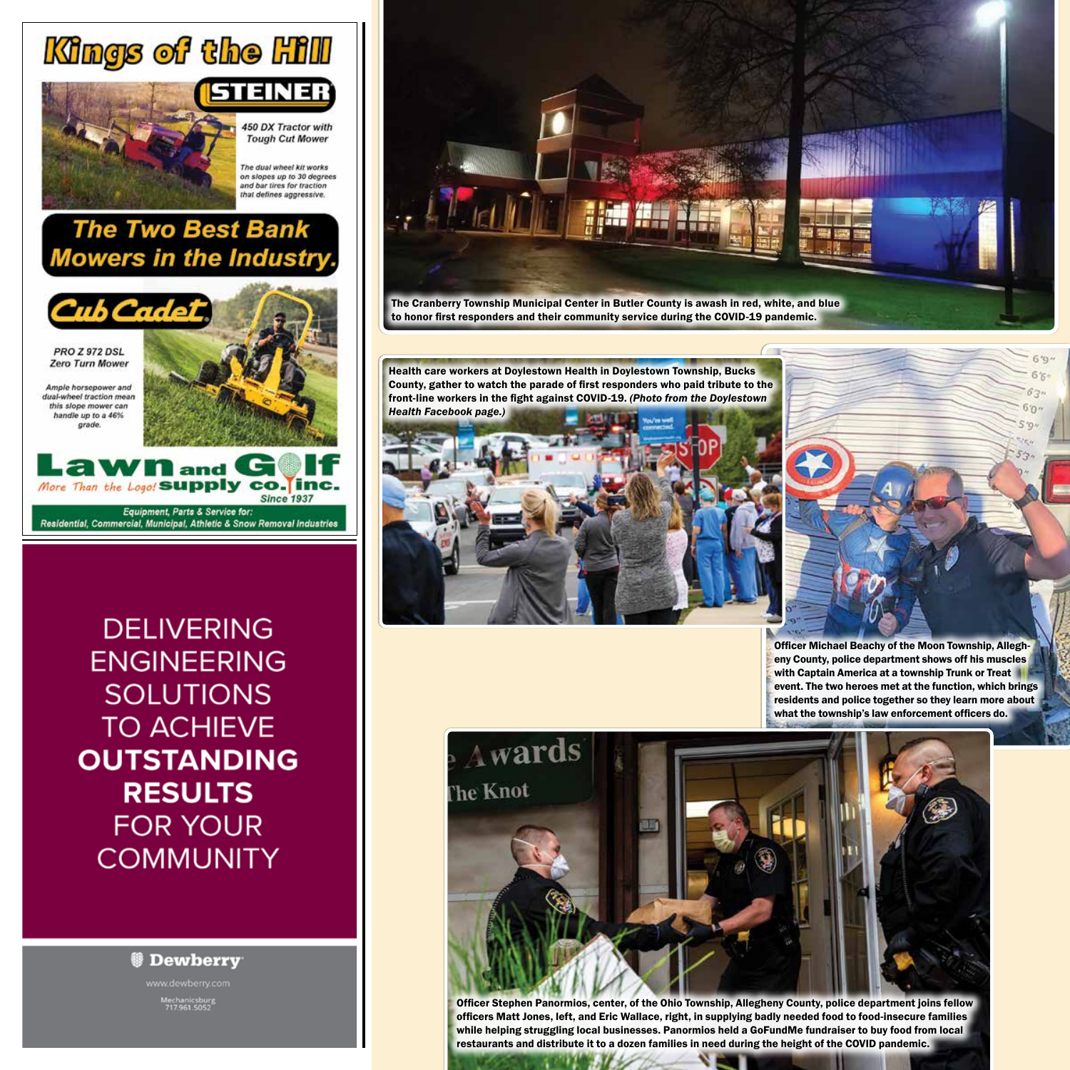# Kings of the Hill

STEINER

450 DX Tractor with Tough Cut Mower

The dual wheel kit works on slopes up to 30 degrees and bar tires for traction that defines aggressive.

## The Two Best Bank Mowers in the Industry.

Cub Cadet

PRO Z 972 DSL Zero Turn Mower

Ample horsepower and dual-wheel traction mean this slope mower can handle up to a 46% grade.

Lawn and Golf Supply Co. Inc.

More Than the Logo!

Since 1937

Equipment, Parts & Service for: Residential, Commercial, Municipal, Athletic & Snow Removal Industries

DELIVERING ENGINEERING SOLUTIONS TO ACHIEVE **OUTSTANDING RESULTS** FOR YOUR COMMUNITY

Dewberry

www.dewberry.com

Mechanicsburg
717.961.5052

The Cranberry Township Municipal Center in Butler County is awash in red, white, and blue to honor first responders and their community service during the COVID-19 pandemic.

Health care workers at Doylestown Health in Doylestown Township, Bucks County, gather to watch the parade of first responders who paid tribute to the front-line workers in the fight against COVID-19. *(Photo from the Doylestown Health Facebook page.)*

Officer Michael Beachy of the Moon Township, Allegheny County, police department shows off his muscles with Captain America at a township Trunk or Treat event. The two heroes met at the function, which brings residents and police together so they learn more about what the township's law enforcement officers do.

Officer Stephen Panormios, center, of the Ohio Township, Allegheny County, police department joins fellow officers Matt Jones, left, and Eric Wallace, right, in supplying badly needed food to food-insecure families while helping struggling local businesses. Panormios held a GoFundMe fundraiser to buy food from local restaurants and distribute it to a dozen families in need during the height of the COVID pandemic.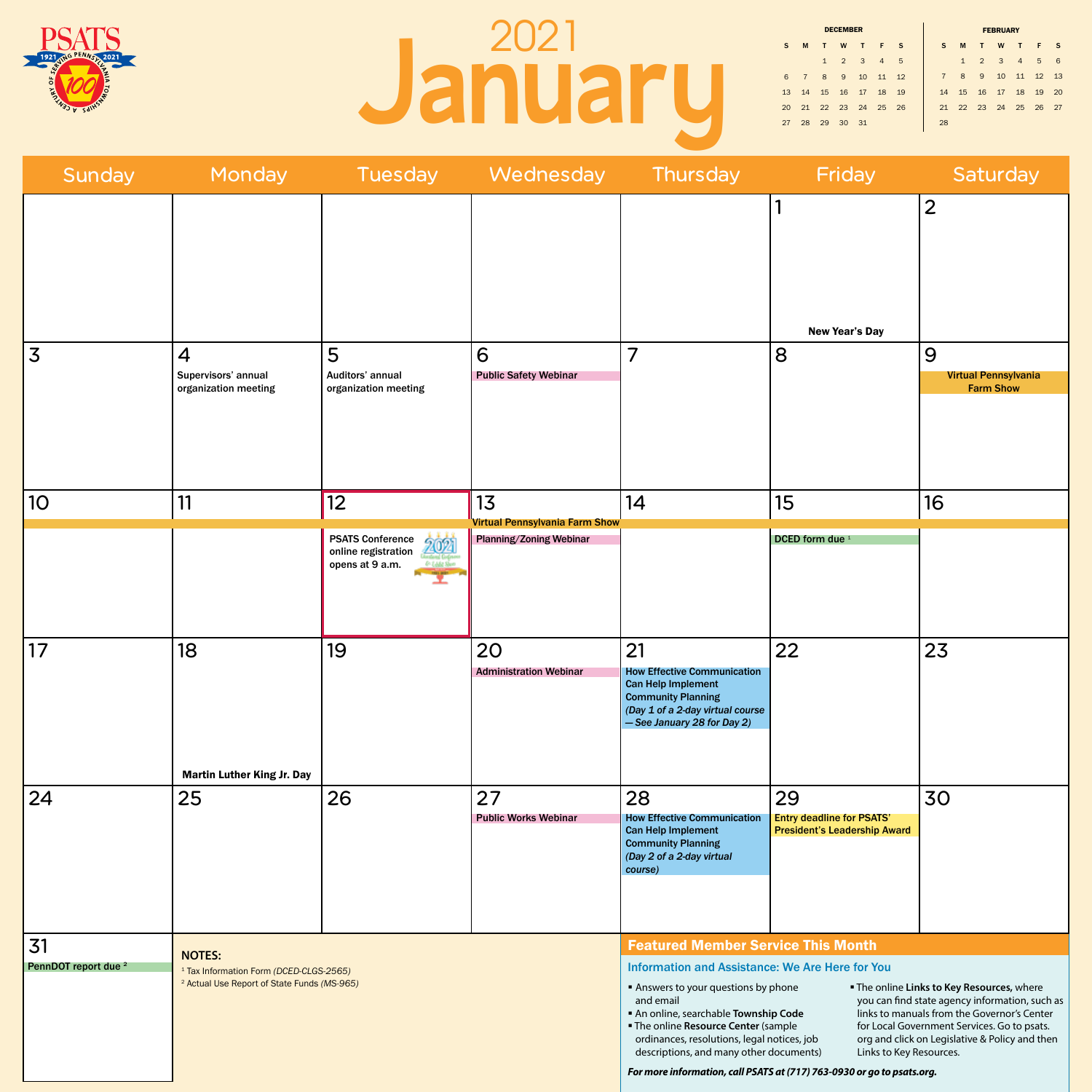# 2021 January

PSATS 1921 2021 — A Century of Serving Pennsylvania Townships — 100

**DECEMBER**

| S | M | T | W | T | F | S |
|---|---|---|---|---|---|---|
| | | 1 | 2 | 3 | 4 | 5 |
| 6 | 7 | 8 | 9 | 10 | 11 | 12 |
| 13 | 14 | 15 | 16 | 17 | 18 | 19 |
| 20 | 21 | 22 | 23 | 24 | 25 | 26 |
| 27 | 28 | 29 | 30 | 31 | | |

**FEBRUARY**

| S | M | T | W | T | F | S |
|---|---|---|---|---|---|---|
| | 1 | 2 | 3 | 4 | 5 | 6 |
| 7 | 8 | 9 | 10 | 11 | 12 | 13 |
| 14 | 15 | 16 | 17 | 18 | 19 | 20 |
| 21 | 22 | 23 | 24 | 25 | 26 | 27 |
| 28 | | | | | | |

| Sunday | Monday | Tuesday | Wednesday | Thursday | Friday | Saturday |
|---|---|---|---|---|---|---|
| | | | | | 1 New Year's Day | 2 |
| 3 | 4 Supervisors' annual organization meeting | 5 Auditors' annual organization meeting | 6 Public Safety Webinar | 7 | 8 | 9 Virtual Pennsylvania Farm Show |
| 10 Virtual Pennsylvania Farm Show | 11 Virtual Pennsylvania Farm Show | 12 Virtual Pennsylvania Farm Show; PSATS Conference online registration opens at 9 a.m. | 13 Virtual Pennsylvania Farm Show; Planning/Zoning Webinar | 14 Virtual Pennsylvania Farm Show | 15 Virtual Pennsylvania Farm Show; DCED form due [1] | 16 Virtual Pennsylvania Farm Show |
| 17 | 18 Martin Luther King Jr. Day | 19 | 20 Administration Webinar | 21 How Effective Communication Can Help Implement Community Planning *(Day 1 of a 2-day virtual course — See January 28 for Day 2)* | 22 | 23 |
| 24 | 25 | 26 | 27 Public Works Webinar | 28 How Effective Communication Can Help Implement Community Planning *(Day 2 of a 2-day virtual course)* | 29 Entry deadline for PSATS' President's Leadership Award | 30 |
| 31 PennDOT report due [2] | | | | | | |

**NOTES:**

[1] Tax Information Form *(DCED-CLGS-2565)*

[2] Actual Use Report of State Funds *(MS-965)*

## Featured Member Service This Month

### Information and Assistance: We Are Here for You

- Answers to your questions by phone and email
- An online, searchable **Township Code**
- The online **Resource Center** (sample ordinances, resolutions, legal notices, job descriptions, and many other documents)
- The online **Links to Key Resources**, where you can find state agency information, such as links to manuals from the Governor's Center for Local Government Services. Go to psats.org and click on Legislative & Policy and then Links to Key Resources.

***For more information, call PSATS at (717) 763-0930 or go to psats.org.***